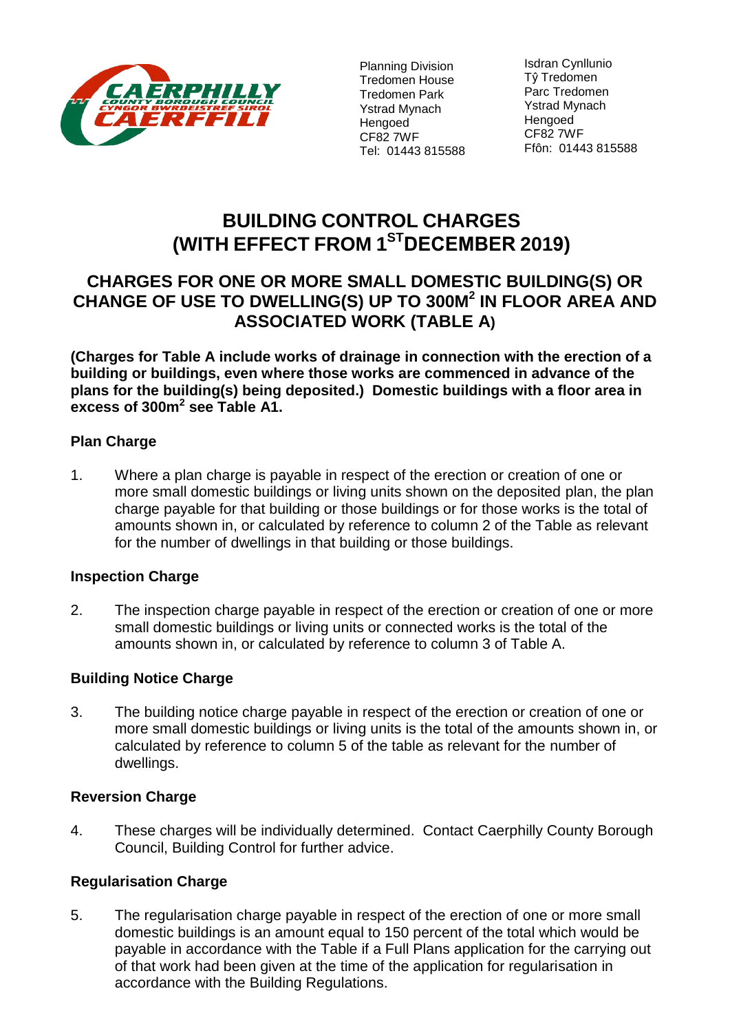Planning Division
Tredomen House
Tredomen Park
Ystrad Mynach
Hengoed
CF82 7WF
Tel: 01443 815588

Isdran Cynllunio
Tŷ Tredomen
Parc Tredomen
Ystrad Mynach
Hengoed
CF82 7WF
Ffôn: 01443 815588

# BUILDING CONTROL CHARGES (WITH EFFECT FROM 1ST DECEMBER 2019)

## CHARGES FOR ONE OR MORE SMALL DOMESTIC BUILDING(S) OR CHANGE OF USE TO DWELLING(S) UP TO 300M$^2$ IN FLOOR AREA AND ASSOCIATED WORK (TABLE A)

**(Charges for Table A include works of drainage in connection with the erection of a building or buildings, even where those works are commenced in advance of the plans for the building(s) being deposited.) Domestic buildings with a floor area in excess of 300m$^2$ see Table A1.**

### Plan Charge

1. Where a plan charge is payable in respect of the erection or creation of one or more small domestic buildings or living units shown on the deposited plan, the plan charge payable for that building or those buildings or for those works is the total of amounts shown in, or calculated by reference to column 2 of the Table as relevant for the number of dwellings in that building or those buildings.

### Inspection Charge

2. The inspection charge payable in respect of the erection or creation of one or more small domestic buildings or living units or connected works is the total of the amounts shown in, or calculated by reference to column 3 of Table A.

### Building Notice Charge

3. The building notice charge payable in respect of the erection or creation of one or more small domestic buildings or living units is the total of the amounts shown in, or calculated by reference to column 5 of the table as relevant for the number of dwellings.

### Reversion Charge

4. These charges will be individually determined. Contact Caerphilly County Borough Council, Building Control for further advice.

### Regularisation Charge

5. The regularisation charge payable in respect of the erection of one or more small domestic buildings is an amount equal to 150 percent of the total which would be payable in accordance with the Table if a Full Plans application for the carrying out of that work had been given at the time of the application for regularisation in accordance with the Building Regulations.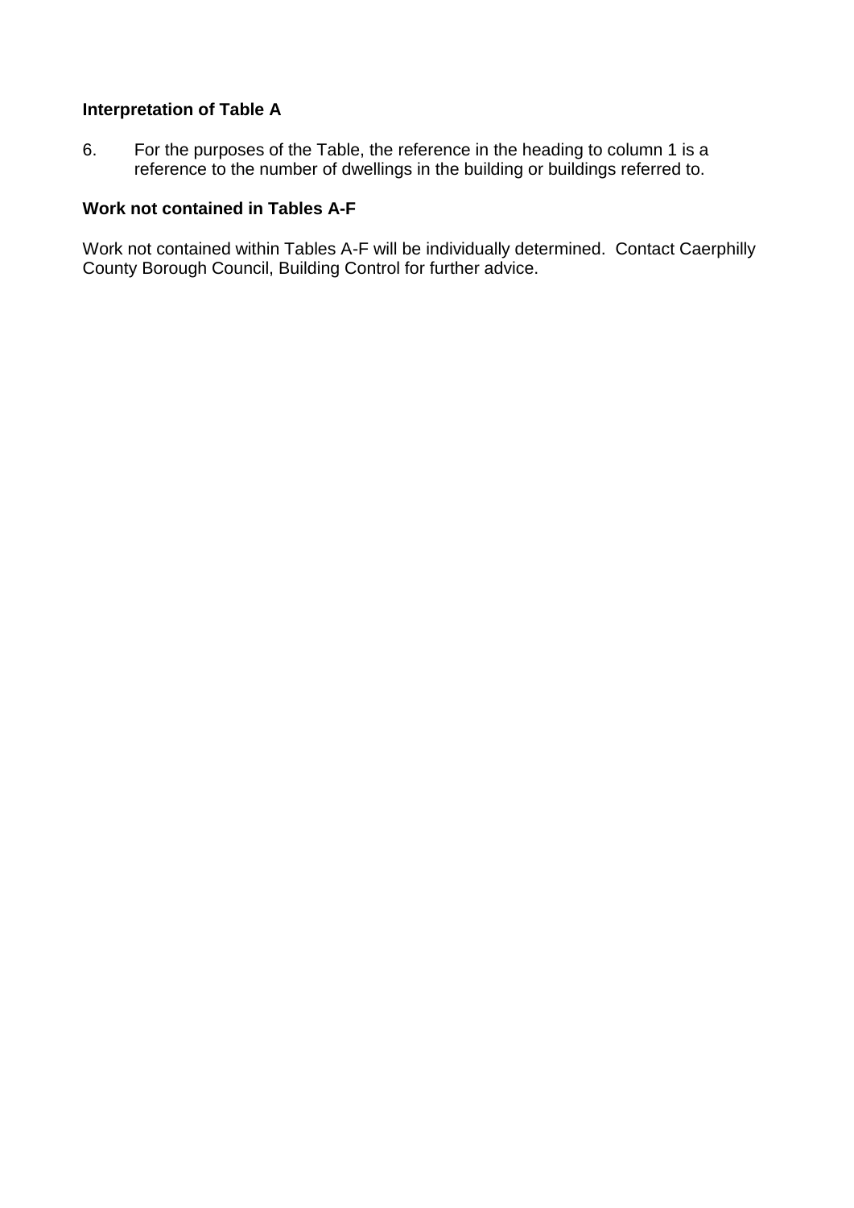**Interpretation of Table A**

6. For the purposes of the Table, the reference in the heading to column 1 is a reference to the number of dwellings in the building or buildings referred to.

**Work not contained in Tables A-F**

Work not contained within Tables A-F will be individually determined. Contact Caerphilly County Borough Council, Building Control for further advice.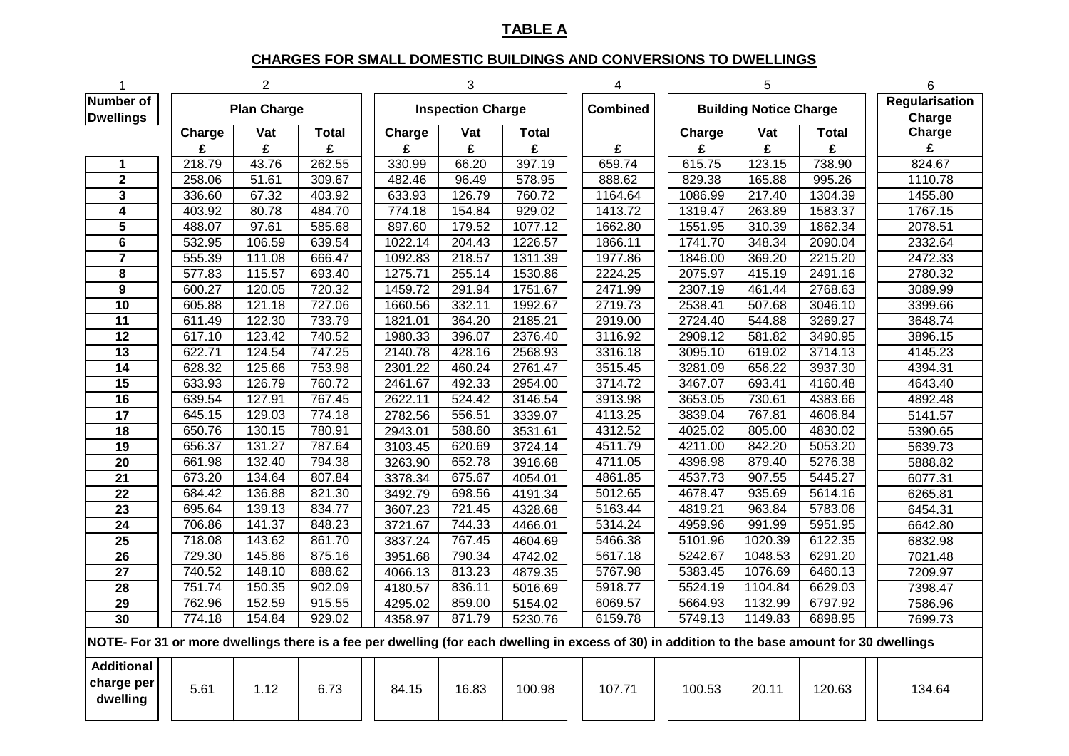# TABLE A

## CHARGES FOR SMALL DOMESTIC BUILDINGS AND CONVERSIONS TO DWELLINGS

| 1 | 2 | | | 3 | | | 4 | 5 | | | 6 |
|---|---|---|---|---|---|---|---|---|---|---|---|
| Number of Dwellings | Plan Charge | | | Inspection Charge | | | Combined | Building Notice Charge | | | Regularisation Charge |
| | Charge £ | Vat £ | Total £ | Charge £ | Vat £ | Total £ | £ | Charge £ | Vat £ | Total £ | Charge £ |
| 1 | 218.79 | 43.76 | 262.55 | 330.99 | 66.20 | 397.19 | 659.74 | 615.75 | 123.15 | 738.90 | 824.67 |
| 2 | 258.06 | 51.61 | 309.67 | 482.46 | 96.49 | 578.95 | 888.62 | 829.38 | 165.88 | 995.26 | 1110.78 |
| 3 | 336.60 | 67.32 | 403.92 | 633.93 | 126.79 | 760.72 | 1164.64 | 1086.99 | 217.40 | 1304.39 | 1455.80 |
| 4 | 403.92 | 80.78 | 484.70 | 774.18 | 154.84 | 929.02 | 1413.72 | 1319.47 | 263.89 | 1583.37 | 1767.15 |
| 5 | 488.07 | 97.61 | 585.68 | 897.60 | 179.52 | 1077.12 | 1662.80 | 1551.95 | 310.39 | 1862.34 | 2078.51 |
| 6 | 532.95 | 106.59 | 639.54 | 1022.14 | 204.43 | 1226.57 | 1866.11 | 1741.70 | 348.34 | 2090.04 | 2332.64 |
| 7 | 555.39 | 111.08 | 666.47 | 1092.83 | 218.57 | 1311.39 | 1977.86 | 1846.00 | 369.20 | 2215.20 | 2472.33 |
| 8 | 577.83 | 115.57 | 693.40 | 1275.71 | 255.14 | 1530.86 | 2224.25 | 2075.97 | 415.19 | 2491.16 | 2780.32 |
| 9 | 600.27 | 120.05 | 720.32 | 1459.72 | 291.94 | 1751.67 | 2471.99 | 2307.19 | 461.44 | 2768.63 | 3089.99 |
| 10 | 605.88 | 121.18 | 727.06 | 1660.56 | 332.11 | 1992.67 | 2719.73 | 2538.41 | 507.68 | 3046.10 | 3399.66 |
| 11 | 611.49 | 122.30 | 733.79 | 1821.01 | 364.20 | 2185.21 | 2919.00 | 2724.40 | 544.88 | 3269.27 | 3648.74 |
| 12 | 617.10 | 123.42 | 740.52 | 1980.33 | 396.07 | 2376.40 | 3116.92 | 2909.12 | 581.82 | 3490.95 | 3896.15 |
| 13 | 622.71 | 124.54 | 747.25 | 2140.78 | 428.16 | 2568.93 | 3316.18 | 3095.10 | 619.02 | 3714.13 | 4145.23 |
| 14 | 628.32 | 125.66 | 753.98 | 2301.22 | 460.24 | 2761.47 | 3515.45 | 3281.09 | 656.22 | 3937.30 | 4394.31 |
| 15 | 633.93 | 126.79 | 760.72 | 2461.67 | 492.33 | 2954.00 | 3714.72 | 3467.07 | 693.41 | 4160.48 | 4643.40 |
| 16 | 639.54 | 127.91 | 767.45 | 2622.11 | 524.42 | 3146.54 | 3913.98 | 3653.05 | 730.61 | 4383.66 | 4892.48 |
| 17 | 645.15 | 129.03 | 774.18 | 2782.56 | 556.51 | 3339.07 | 4113.25 | 3839.04 | 767.81 | 4606.84 | 5141.57 |
| 18 | 650.76 | 130.15 | 780.91 | 2943.01 | 588.60 | 3531.61 | 4312.52 | 4025.02 | 805.00 | 4830.02 | 5390.65 |
| 19 | 656.37 | 131.27 | 787.64 | 3103.45 | 620.69 | 3724.14 | 4511.79 | 4211.00 | 842.20 | 5053.20 | 5639.73 |
| 20 | 661.98 | 132.40 | 794.38 | 3263.90 | 652.78 | 3916.68 | 4711.05 | 4396.98 | 879.40 | 5276.38 | 5888.82 |
| 21 | 673.20 | 134.64 | 807.84 | 3378.34 | 675.67 | 4054.01 | 4861.85 | 4537.73 | 907.55 | 5445.27 | 6077.31 |
| 22 | 684.42 | 136.88 | 821.30 | 3492.79 | 698.56 | 4191.34 | 5012.65 | 4678.47 | 935.69 | 5614.16 | 6265.81 |
| 23 | 695.64 | 139.13 | 834.77 | 3607.23 | 721.45 | 4328.68 | 5163.44 | 4819.21 | 963.84 | 5783.06 | 6454.31 |
| 24 | 706.86 | 141.37 | 848.23 | 3721.67 | 744.33 | 4466.01 | 5314.24 | 4959.96 | 991.99 | 5951.95 | 6642.80 |
| 25 | 718.08 | 143.62 | 861.70 | 3837.24 | 767.45 | 4604.69 | 5466.38 | 5101.96 | 1020.39 | 6122.35 | 6832.98 |
| 26 | 729.30 | 145.86 | 875.16 | 3951.68 | 790.34 | 4742.02 | 5617.18 | 5242.67 | 1048.53 | 6291.20 | 7021.48 |
| 27 | 740.52 | 148.10 | 888.62 | 4066.13 | 813.23 | 4879.35 | 5767.98 | 5383.45 | 1076.69 | 6460.13 | 7209.97 |
| 28 | 751.74 | 150.35 | 902.09 | 4180.57 | 836.11 | 5016.69 | 5918.77 | 5524.19 | 1104.84 | 6629.03 | 7398.47 |
| 29 | 762.96 | 152.59 | 915.55 | 4295.02 | 859.00 | 5154.02 | 6069.57 | 5664.93 | 1132.99 | 6797.92 | 7586.96 |
| 30 | 774.18 | 154.84 | 929.02 | 4358.97 | 871.79 | 5230.76 | 6159.78 | 5749.13 | 1149.83 | 6898.95 | 7699.73 |
| **NOTE- For 31 or more dwellings there is a fee per dwelling (for each dwelling in excess of 30) in addition to the base amount for 30 dwellings** | | | | | | | | | | | |
| **Additional charge per dwelling** | 5.61 | 1.12 | 6.73 | 84.15 | 16.83 | 100.98 | 107.71 | 100.53 | 20.11 | 120.63 | 134.64 |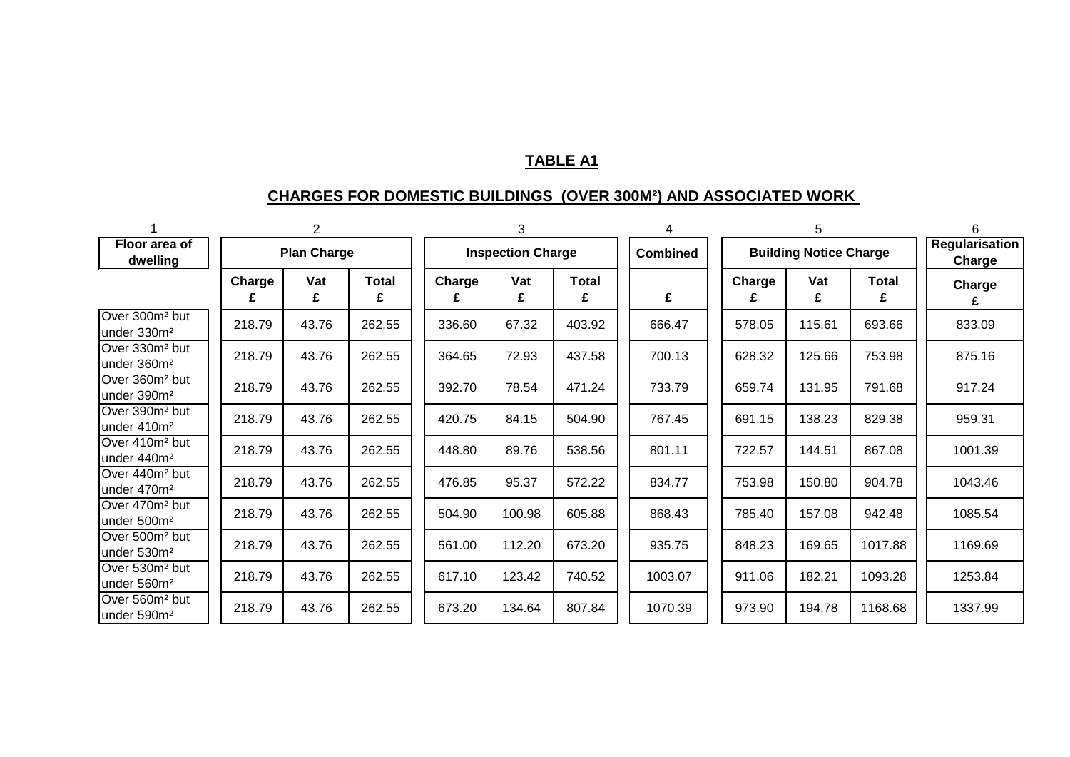## TABLE A1

## CHARGES FOR DOMESTIC BUILDINGS (OVER 300M²) AND ASSOCIATED WORK

| 1 | 2 | | | 3 | | | 4 | 5 | | | 6 |
|---|---|---|---|---|---|---|---|---|---|---|---|
| Floor area of dwelling | Plan Charge | | | Inspection Charge | | | Combined | Building Notice Charge | | | Regularisation Charge |
| | Charge £ | Vat £ | Total £ | Charge £ | Vat £ | Total £ | £ | Charge £ | Vat £ | Total £ | Charge £ |
| Over 300m² but under 330m² | 218.79 | 43.76 | 262.55 | 336.60 | 67.32 | 403.92 | 666.47 | 578.05 | 115.61 | 693.66 | 833.09 |
| Over 330m² but under 360m² | 218.79 | 43.76 | 262.55 | 364.65 | 72.93 | 437.58 | 700.13 | 628.32 | 125.66 | 753.98 | 875.16 |
| Over 360m² but under 390m² | 218.79 | 43.76 | 262.55 | 392.70 | 78.54 | 471.24 | 733.79 | 659.74 | 131.95 | 791.68 | 917.24 |
| Over 390m² but under 410m² | 218.79 | 43.76 | 262.55 | 420.75 | 84.15 | 504.90 | 767.45 | 691.15 | 138.23 | 829.38 | 959.31 |
| Over 410m² but under 440m² | 218.79 | 43.76 | 262.55 | 448.80 | 89.76 | 538.56 | 801.11 | 722.57 | 144.51 | 867.08 | 1001.39 |
| Over 440m² but under 470m² | 218.79 | 43.76 | 262.55 | 476.85 | 95.37 | 572.22 | 834.77 | 753.98 | 150.80 | 904.78 | 1043.46 |
| Over 470m² but under 500m² | 218.79 | 43.76 | 262.55 | 504.90 | 100.98 | 605.88 | 868.43 | 785.40 | 157.08 | 942.48 | 1085.54 |
| Over 500m² but under 530m² | 218.79 | 43.76 | 262.55 | 561.00 | 112.20 | 673.20 | 935.75 | 848.23 | 169.65 | 1017.88 | 1169.69 |
| Over 530m² but under 560m² | 218.79 | 43.76 | 262.55 | 617.10 | 123.42 | 740.52 | 1003.07 | 911.06 | 182.21 | 1093.28 | 1253.84 |
| Over 560m² but under 590m² | 218.79 | 43.76 | 262.55 | 673.20 | 134.64 | 807.84 | 1070.39 | 973.90 | 194.78 | 1168.68 | 1337.99 |